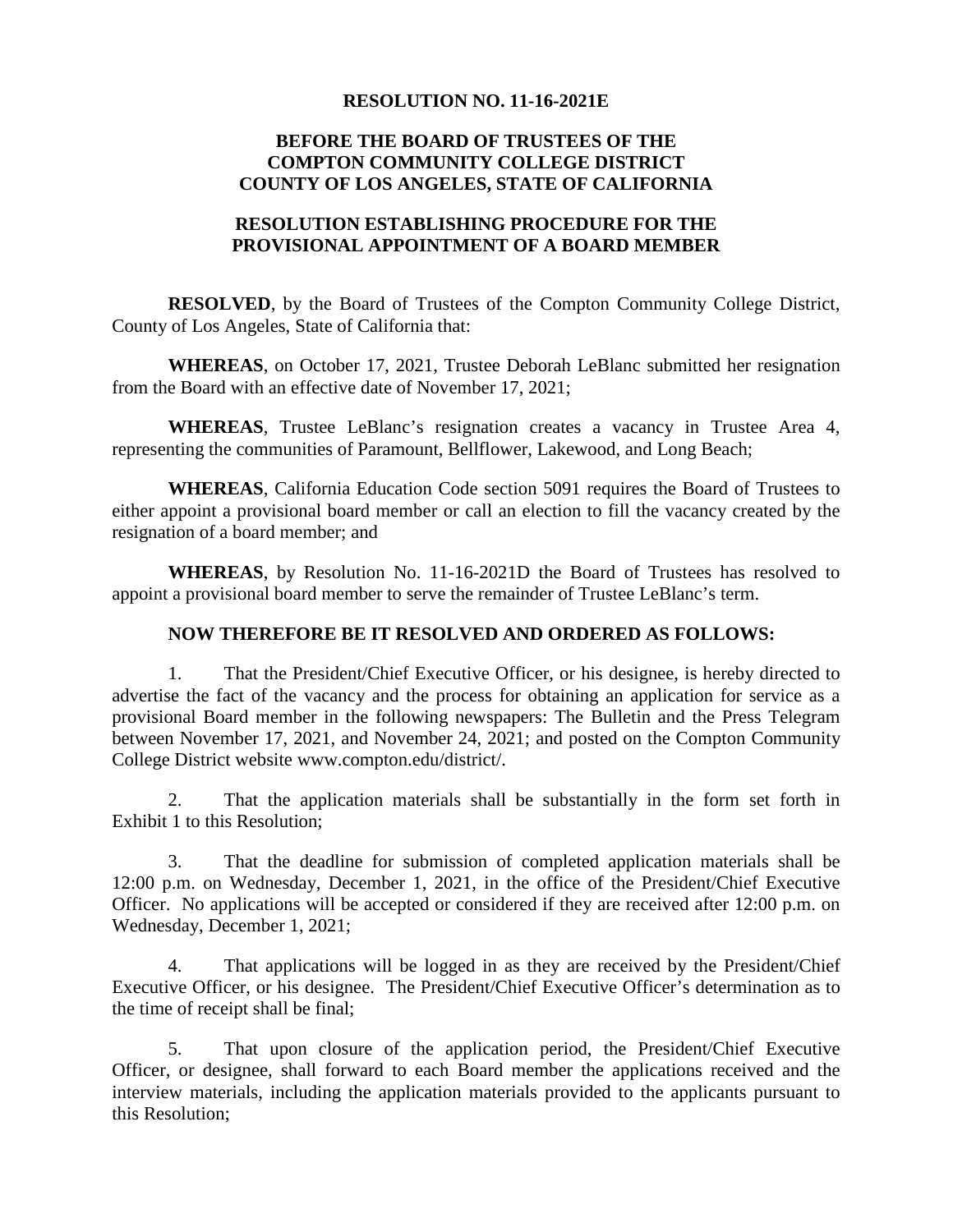**RESOLUTION NO. 11-16-2021E**

**BEFORE THE BOARD OF TRUSTEES OF THE COMPTON COMMUNITY COLLEGE DISTRICT COUNTY OF LOS ANGELES, STATE OF CALIFORNIA**

**RESOLUTION ESTABLISHING PROCEDURE FOR THE PROVISIONAL APPOINTMENT OF A BOARD MEMBER**

**RESOLVED**, by the Board of Trustees of the Compton Community College District, County of Los Angeles, State of California that:

**WHEREAS**, on October 17, 2021, Trustee Deborah LeBlanc submitted her resignation from the Board with an effective date of November 17, 2021;

**WHEREAS**, Trustee LeBlanc's resignation creates a vacancy in Trustee Area 4, representing the communities of Paramount, Bellflower, Lakewood, and Long Beach;

**WHEREAS**, California Education Code section 5091 requires the Board of Trustees to either appoint a provisional board member or call an election to fill the vacancy created by the resignation of a board member; and

**WHEREAS**, by Resolution No. 11-16-2021D the Board of Trustees has resolved to appoint a provisional board member to serve the remainder of Trustee LeBlanc's term.

**NOW THEREFORE BE IT RESOLVED AND ORDERED AS FOLLOWS:**

1. That the President/Chief Executive Officer, or his designee, is hereby directed to advertise the fact of the vacancy and the process for obtaining an application for service as a provisional Board member in the following newspapers: The Bulletin and the Press Telegram between November 17, 2021, and November 24, 2021; and posted on the Compton Community College District website www.compton.edu/district/.

2. That the application materials shall be substantially in the form set forth in Exhibit 1 to this Resolution;

3. That the deadline for submission of completed application materials shall be 12:00 p.m. on Wednesday, December 1, 2021, in the office of the President/Chief Executive Officer. No applications will be accepted or considered if they are received after 12:00 p.m. on Wednesday, December 1, 2021;

4. That applications will be logged in as they are received by the President/Chief Executive Officer, or his designee. The President/Chief Executive Officer's determination as to the time of receipt shall be final;

5. That upon closure of the application period, the President/Chief Executive Officer, or designee, shall forward to each Board member the applications received and the interview materials, including the application materials provided to the applicants pursuant to this Resolution;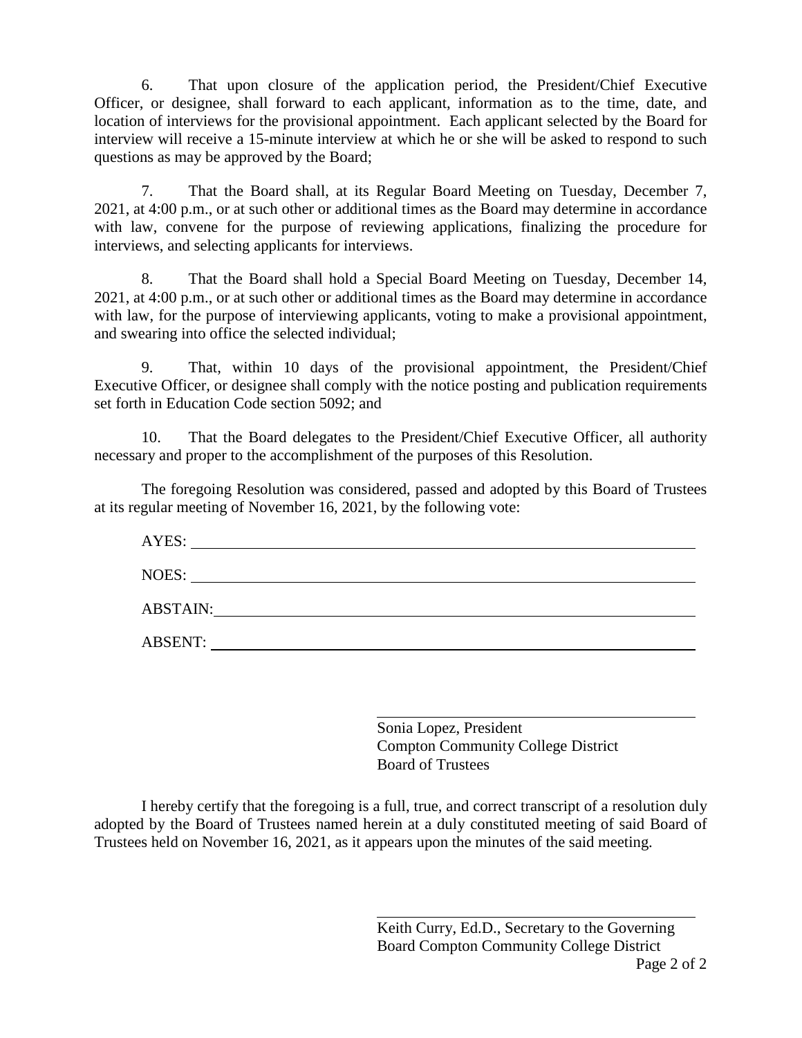6. That upon closure of the application period, the President/Chief Executive Officer, or designee, shall forward to each applicant, information as to the time, date, and location of interviews for the provisional appointment. Each applicant selected by the Board for interview will receive a 15-minute interview at which he or she will be asked to respond to such questions as may be approved by the Board;

7. That the Board shall, at its Regular Board Meeting on Tuesday, December 7, 2021, at 4:00 p.m., or at such other or additional times as the Board may determine in accordance with law, convene for the purpose of reviewing applications, finalizing the procedure for interviews, and selecting applicants for interviews.

8. That the Board shall hold a Special Board Meeting on Tuesday, December 14, 2021, at 4:00 p.m., or at such other or additional times as the Board may determine in accordance with law, for the purpose of interviewing applicants, voting to make a provisional appointment, and swearing into office the selected individual;

9. That, within 10 days of the provisional appointment, the President/Chief Executive Officer, or designee shall comply with the notice posting and publication requirements set forth in Education Code section 5092; and

10. That the Board delegates to the President/Chief Executive Officer, all authority necessary and proper to the accomplishment of the purposes of this Resolution.

The foregoing Resolution was considered, passed and adopted by this Board of Trustees at its regular meeting of November 16, 2021, by the following vote:

AYES: \_\_\_\_\_\_\_\_\_\_\_\_\_\_\_\_\_\_\_\_\_\_\_\_\_\_\_\_\_\_\_\_\_\_\_\_\_\_\_\_

NOES: \_\_\_\_\_\_\_\_\_\_\_\_\_\_\_\_\_\_\_\_\_\_\_\_\_\_\_\_\_\_\_\_\_\_\_\_\_\_\_\_

ABSTAIN: \_\_\_\_\_\_\_\_\_\_\_\_\_\_\_\_\_\_\_\_\_\_\_\_\_\_\_\_\_\_\_\_\_\_\_\_\_\_

ABSENT: \_\_\_\_\_\_\_\_\_\_\_\_\_\_\_\_\_\_\_\_\_\_\_\_\_\_\_\_\_\_\_\_\_\_\_\_\_\_\_

\_\_\_\_\_\_\_\_\_\_\_\_\_\_\_\_\_\_\_\_\_\_\_\_\_\_\_\_\_\_\_\_\_\_\_\_

Sonia Lopez, President
Compton Community College District
Board of Trustees

I hereby certify that the foregoing is a full, true, and correct transcript of a resolution duly adopted by the Board of Trustees named herein at a duly constituted meeting of said Board of Trustees held on November 16, 2021, as it appears upon the minutes of the said meeting.

\_\_\_\_\_\_\_\_\_\_\_\_\_\_\_\_\_\_\_\_\_\_\_\_\_\_\_\_\_\_\_\_\_\_\_\_

Keith Curry, Ed.D., Secretary to the Governing
Board Compton Community College District